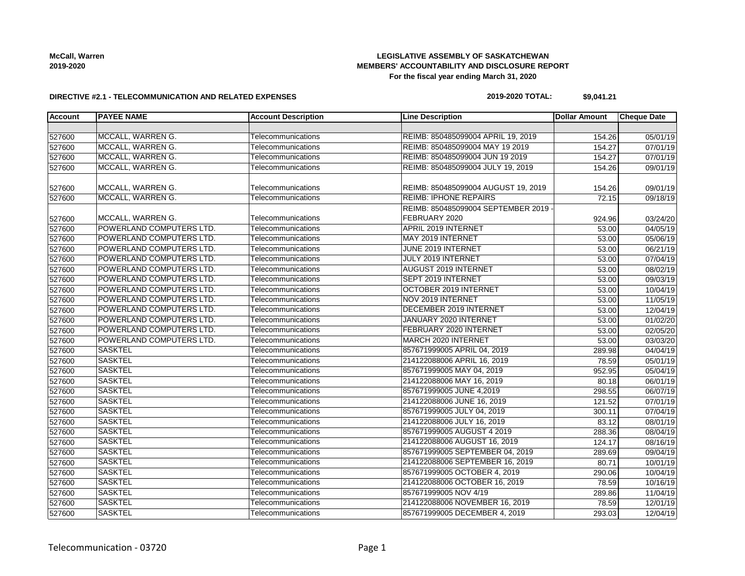**McCall, Warren**
**2019-2020**

**LEGISLATIVE ASSEMBLY OF SASKATCHEWAN**
**MEMBERS' ACCOUNTABILITY AND DISCLOSURE REPORT**
**For the fiscal year ending March 31, 2020**

**DIRECTIVE #2.1 - TELECOMMUNICATION AND RELATED EXPENSES**

**2019-2020 TOTAL: $9,041.21**

| Account | PAYEE NAME | Account Description | Line Description | Dollar Amount | Cheque Date |
|---|---|---|---|---|---|
| | | | | | |
| 527600 | MCCALL, WARREN G. | Telecommunications | REIMB: 850485099004 APRIL 19, 2019 | 154.26 | 05/01/19 |
| 527600 | MCCALL, WARREN G. | Telecommunications | REIMB: 850485099004 MAY 19 2019 | 154.27 | 07/01/19 |
| 527600 | MCCALL, WARREN G. | Telecommunications | REIMB: 850485099004 JUN 19 2019 | 154.27 | 07/01/19 |
| 527600 | MCCALL, WARREN G. | Telecommunications | REIMB: 850485099004 JULY 19, 2019 | 154.26 | 09/01/19 |
| 527600 | MCCALL, WARREN G. | Telecommunications | REIMB: 850485099004 AUGUST 19, 2019 | 154.26 | 09/01/19 |
| 527600 | MCCALL, WARREN G. | Telecommunications | REIMB: IPHONE REPAIRS | 72.15 | 09/18/19 |
| 527600 | MCCALL, WARREN G. | Telecommunications | REIMB: 850485099004 SEPTEMBER 2019 - FEBRUARY 2020 | 924.96 | 03/24/20 |
| 527600 | POWERLAND COMPUTERS LTD. | Telecommunications | APRIL 2019 INTERNET | 53.00 | 04/05/19 |
| 527600 | POWERLAND COMPUTERS LTD. | Telecommunications | MAY 2019 INTERNET | 53.00 | 05/06/19 |
| 527600 | POWERLAND COMPUTERS LTD. | Telecommunications | JUNE 2019 INTERNET | 53.00 | 06/21/19 |
| 527600 | POWERLAND COMPUTERS LTD. | Telecommunications | JULY 2019 INTERNET | 53.00 | 07/04/19 |
| 527600 | POWERLAND COMPUTERS LTD. | Telecommunications | AUGUST 2019 INTERNET | 53.00 | 08/02/19 |
| 527600 | POWERLAND COMPUTERS LTD. | Telecommunications | SEPT 2019 INTERNET | 53.00 | 09/03/19 |
| 527600 | POWERLAND COMPUTERS LTD. | Telecommunications | OCTOBER 2019 INTERNET | 53.00 | 10/04/19 |
| 527600 | POWERLAND COMPUTERS LTD. | Telecommunications | NOV 2019 INTERNET | 53.00 | 11/05/19 |
| 527600 | POWERLAND COMPUTERS LTD. | Telecommunications | DECEMBER 2019 INTERNET | 53.00 | 12/04/19 |
| 527600 | POWERLAND COMPUTERS LTD. | Telecommunications | JANUARY 2020 INTERNET | 53.00 | 01/02/20 |
| 527600 | POWERLAND COMPUTERS LTD. | Telecommunications | FEBRUARY 2020 INTERNET | 53.00 | 02/05/20 |
| 527600 | POWERLAND COMPUTERS LTD. | Telecommunications | MARCH 2020 INTERNET | 53.00 | 03/03/20 |
| 527600 | SASKTEL | Telecommunications | 857671999005 APRIL 04, 2019 | 289.98 | 04/04/19 |
| 527600 | SASKTEL | Telecommunications | 214122088006 APRIL 16, 2019 | 78.59 | 05/01/19 |
| 527600 | SASKTEL | Telecommunications | 857671999005 MAY 04, 2019 | 952.95 | 05/04/19 |
| 527600 | SASKTEL | Telecommunications | 214122088006 MAY 16, 2019 | 80.18 | 06/01/19 |
| 527600 | SASKTEL | Telecommunications | 857671999005 JUNE 4,2019 | 298.55 | 06/07/19 |
| 527600 | SASKTEL | Telecommunications | 214122088006 JUNE 16, 2019 | 121.52 | 07/01/19 |
| 527600 | SASKTEL | Telecommunications | 857671999005 JULY 04, 2019 | 300.11 | 07/04/19 |
| 527600 | SASKTEL | Telecommunications | 214122088006 JULY 16, 2019 | 83.12 | 08/01/19 |
| 527600 | SASKTEL | Telecommunications | 857671999005 AUGUST 4 2019 | 288.36 | 08/04/19 |
| 527600 | SASKTEL | Telecommunications | 214122088006 AUGUST 16, 2019 | 124.17 | 08/16/19 |
| 527600 | SASKTEL | Telecommunications | 857671999005 SEPTEMBER 04, 2019 | 289.69 | 09/04/19 |
| 527600 | SASKTEL | Telecommunications | 214122088006 SEPTEMBER 16, 2019 | 80.71 | 10/01/19 |
| 527600 | SASKTEL | Telecommunications | 857671999005 OCTOBER 4, 2019 | 290.06 | 10/04/19 |
| 527600 | SASKTEL | Telecommunications | 214122088006 OCTOBER 16, 2019 | 78.59 | 10/16/19 |
| 527600 | SASKTEL | Telecommunications | 857671999005 NOV 4/19 | 289.86 | 11/04/19 |
| 527600 | SASKTEL | Telecommunications | 214122088006 NOVEMBER 16, 2019 | 78.59 | 12/01/19 |
| 527600 | SASKTEL | Telecommunications | 857671999005 DECEMBER 4, 2019 | 293.03 | 12/04/19 |

Telecommunication - 03720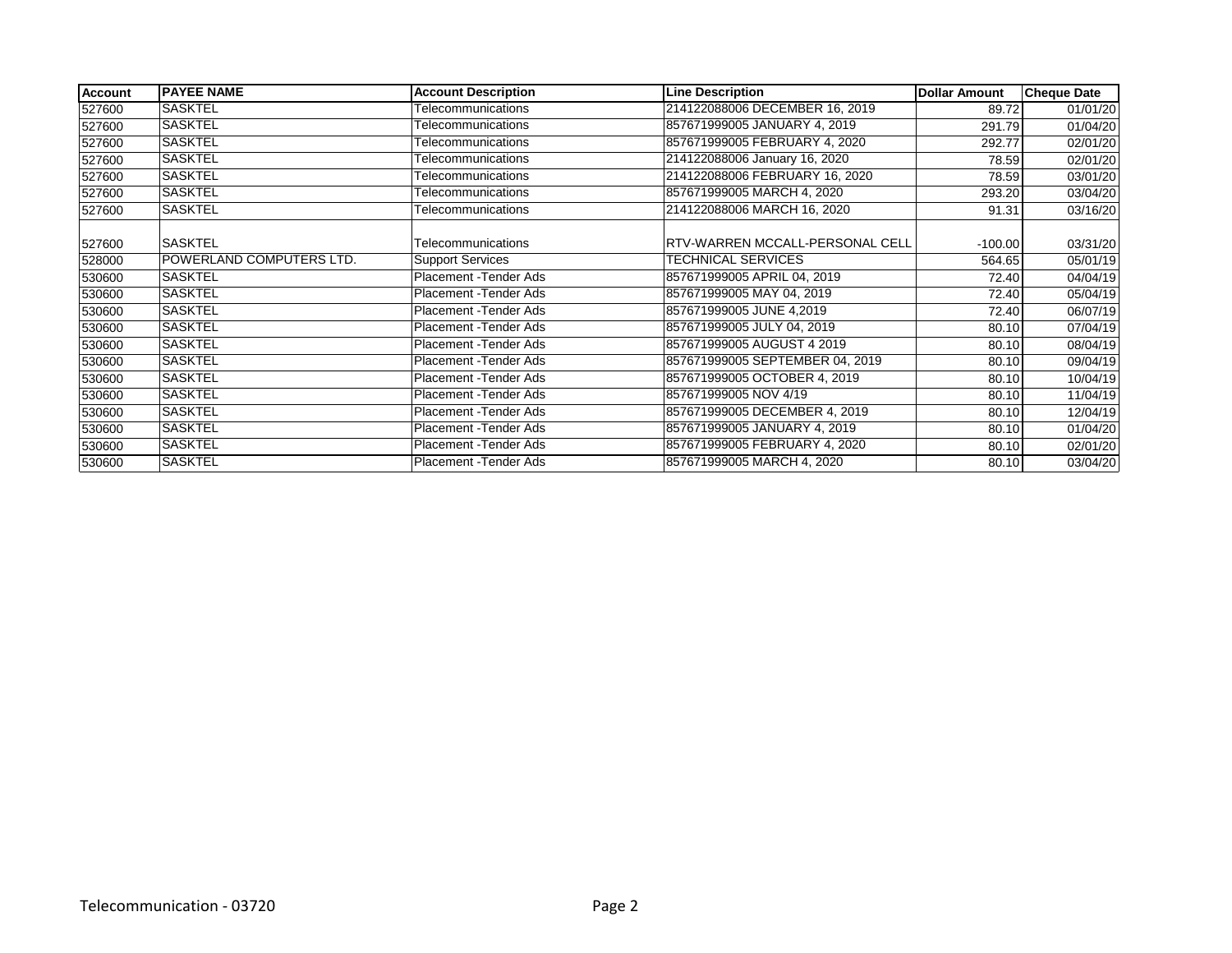| Account | PAYEE NAME | Account Description | Line Description | Dollar Amount | Cheque Date |
| --- | --- | --- | --- | --- | --- |
| 527600 | SASKTEL | Telecommunications | 214122088006 DECEMBER 16, 2019 | 89.72 | 01/01/20 |
| 527600 | SASKTEL | Telecommunications | 857671999005 JANUARY 4, 2019 | 291.79 | 01/04/20 |
| 527600 | SASKTEL | Telecommunications | 857671999005 FEBRUARY 4, 2020 | 292.77 | 02/01/20 |
| 527600 | SASKTEL | Telecommunications | 214122088006 January 16, 2020 | 78.59 | 02/01/20 |
| 527600 | SASKTEL | Telecommunications | 214122088006 FEBRUARY 16, 2020 | 78.59 | 03/01/20 |
| 527600 | SASKTEL | Telecommunications | 857671999005 MARCH 4, 2020 | 293.20 | 03/04/20 |
| 527600 | SASKTEL | Telecommunications | 214122088006 MARCH 16, 2020 | 91.31 | 03/16/20 |
| 527600 | SASKTEL | Telecommunications | RTV-WARREN MCCALL-PERSONAL CELL | -100.00 | 03/31/20 |
| 528000 | POWERLAND COMPUTERS LTD. | Support Services | TECHNICAL SERVICES | 564.65 | 05/01/19 |
| 530600 | SASKTEL | Placement -Tender Ads | 857671999005 APRIL 04, 2019 | 72.40 | 04/04/19 |
| 530600 | SASKTEL | Placement -Tender Ads | 857671999005 MAY 04, 2019 | 72.40 | 05/04/19 |
| 530600 | SASKTEL | Placement -Tender Ads | 857671999005 JUNE 4,2019 | 72.40 | 06/07/19 |
| 530600 | SASKTEL | Placement -Tender Ads | 857671999005 JULY 04, 2019 | 80.10 | 07/04/19 |
| 530600 | SASKTEL | Placement -Tender Ads | 857671999005 AUGUST 4 2019 | 80.10 | 08/04/19 |
| 530600 | SASKTEL | Placement -Tender Ads | 857671999005 SEPTEMBER 04, 2019 | 80.10 | 09/04/19 |
| 530600 | SASKTEL | Placement -Tender Ads | 857671999005 OCTOBER 4, 2019 | 80.10 | 10/04/19 |
| 530600 | SASKTEL | Placement -Tender Ads | 857671999005 NOV 4/19 | 80.10 | 11/04/19 |
| 530600 | SASKTEL | Placement -Tender Ads | 857671999005 DECEMBER 4, 2019 | 80.10 | 12/04/19 |
| 530600 | SASKTEL | Placement -Tender Ads | 857671999005 JANUARY 4, 2019 | 80.10 | 01/04/20 |
| 530600 | SASKTEL | Placement -Tender Ads | 857671999005 FEBRUARY 4, 2020 | 80.10 | 02/01/20 |
| 530600 | SASKTEL | Placement -Tender Ads | 857671999005 MARCH 4, 2020 | 80.10 | 03/04/20 |

Telecommunication - 03720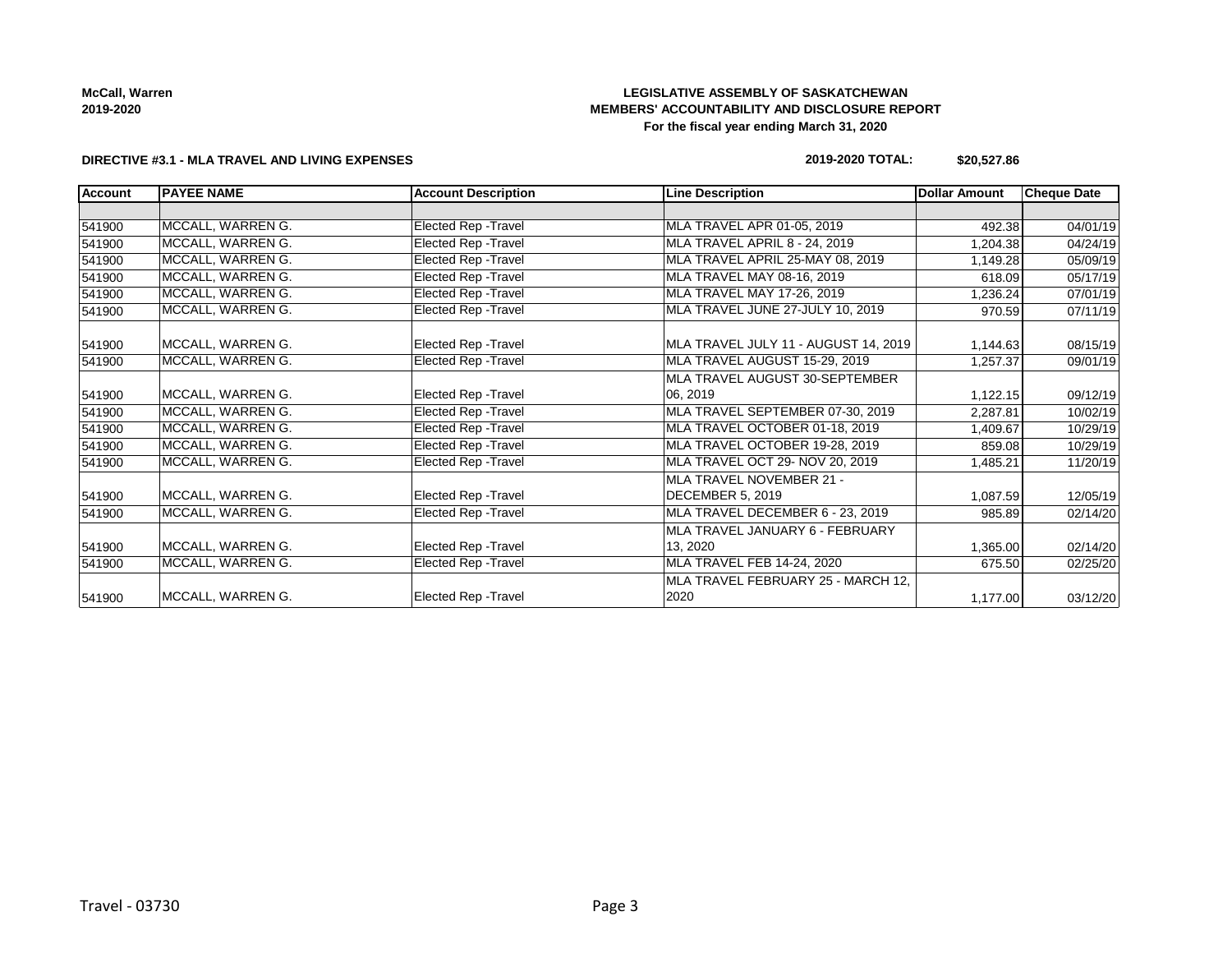McCall, Warren
2019-2020

**LEGISLATIVE ASSEMBLY OF SASKATCHEWAN**
**MEMBERS' ACCOUNTABILITY AND DISCLOSURE REPORT**
**For the fiscal year ending March 31, 2020**

**DIRECTIVE #3.1 - MLA TRAVEL AND LIVING EXPENSES**

**2019-2020 TOTAL: $20,527.86**

| Account | PAYEE NAME | Account Description | Line Description | Dollar Amount | Cheque Date |
|---|---|---|---|---|---|
| | | | | | |
| 541900 | MCCALL, WARREN G. | Elected Rep -Travel | MLA TRAVEL APR 01-05, 2019 | 492.38 | 04/01/19 |
| 541900 | MCCALL, WARREN G. | Elected Rep -Travel | MLA TRAVEL APRIL 8 - 24, 2019 | 1,204.38 | 04/24/19 |
| 541900 | MCCALL, WARREN G. | Elected Rep -Travel | MLA TRAVEL APRIL 25-MAY 08, 2019 | 1,149.28 | 05/09/19 |
| 541900 | MCCALL, WARREN G. | Elected Rep -Travel | MLA TRAVEL MAY 08-16, 2019 | 618.09 | 05/17/19 |
| 541900 | MCCALL, WARREN G. | Elected Rep -Travel | MLA TRAVEL MAY 17-26, 2019 | 1,236.24 | 07/01/19 |
| 541900 | MCCALL, WARREN G. | Elected Rep -Travel | MLA TRAVEL JUNE 27-JULY 10, 2019 | 970.59 | 07/11/19 |
| 541900 | MCCALL, WARREN G. | Elected Rep -Travel | MLA TRAVEL JULY 11 - AUGUST 14, 2019 | 1,144.63 | 08/15/19 |
| 541900 | MCCALL, WARREN G. | Elected Rep -Travel | MLA TRAVEL AUGUST 15-29, 2019 | 1,257.37 | 09/01/19 |
| 541900 | MCCALL, WARREN G. | Elected Rep -Travel | MLA TRAVEL AUGUST 30-SEPTEMBER 06, 2019 | 1,122.15 | 09/12/19 |
| 541900 | MCCALL, WARREN G. | Elected Rep -Travel | MLA TRAVEL SEPTEMBER 07-30, 2019 | 2,287.81 | 10/02/19 |
| 541900 | MCCALL, WARREN G. | Elected Rep -Travel | MLA TRAVEL OCTOBER 01-18, 2019 | 1,409.67 | 10/29/19 |
| 541900 | MCCALL, WARREN G. | Elected Rep -Travel | MLA TRAVEL OCTOBER 19-28, 2019 | 859.08 | 10/29/19 |
| 541900 | MCCALL, WARREN G. | Elected Rep -Travel | MLA TRAVEL OCT 29- NOV 20, 2019 | 1,485.21 | 11/20/19 |
| 541900 | MCCALL, WARREN G. | Elected Rep -Travel | MLA TRAVEL NOVEMBER 21 - DECEMBER 5, 2019 | 1,087.59 | 12/05/19 |
| 541900 | MCCALL, WARREN G. | Elected Rep -Travel | MLA TRAVEL DECEMBER 6 - 23, 2019 | 985.89 | 02/14/20 |
| 541900 | MCCALL, WARREN G. | Elected Rep -Travel | MLA TRAVEL JANUARY 6 - FEBRUARY 13, 2020 | 1,365.00 | 02/14/20 |
| 541900 | MCCALL, WARREN G. | Elected Rep -Travel | MLA TRAVEL FEB 14-24, 2020 | 675.50 | 02/25/20 |
| 541900 | MCCALL, WARREN G. | Elected Rep -Travel | MLA TRAVEL FEBRUARY 25 - MARCH 12, 2020 | 1,177.00 | 03/12/20 |

Travel - 03730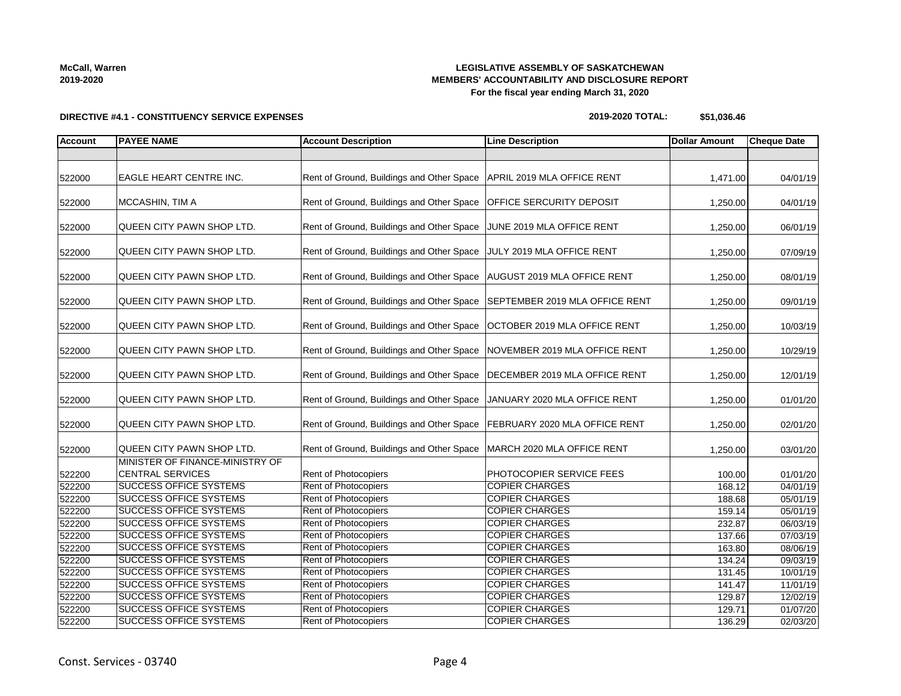McCall, Warren
2019-2020

**LEGISLATIVE ASSEMBLY OF SASKATCHEWAN**
**MEMBERS' ACCOUNTABILITY AND DISCLOSURE REPORT**
**For the fiscal year ending March 31, 2020**

**DIRECTIVE #4.1 - CONSTITUENCY SERVICE EXPENSES**

**2019-2020 TOTAL: $51,036.46**

| Account | PAYEE NAME | Account Description | Line Description | Dollar Amount | Cheque Date |
|---|---|---|---|---|---|
| | | | | | |
| 522000 | EAGLE HEART CENTRE INC. | Rent of Ground, Buildings and Other Space | APRIL 2019 MLA OFFICE RENT | 1,471.00 | 04/01/19 |
| 522000 | MCCASHIN, TIM A | Rent of Ground, Buildings and Other Space | OFFICE SERCURITY DEPOSIT | 1,250.00 | 04/01/19 |
| 522000 | QUEEN CITY PAWN SHOP LTD. | Rent of Ground, Buildings and Other Space | JUNE 2019 MLA OFFICE RENT | 1,250.00 | 06/01/19 |
| 522000 | QUEEN CITY PAWN SHOP LTD. | Rent of Ground, Buildings and Other Space | JULY 2019 MLA OFFICE RENT | 1,250.00 | 07/09/19 |
| 522000 | QUEEN CITY PAWN SHOP LTD. | Rent of Ground, Buildings and Other Space | AUGUST 2019 MLA OFFICE RENT | 1,250.00 | 08/01/19 |
| 522000 | QUEEN CITY PAWN SHOP LTD. | Rent of Ground, Buildings and Other Space | SEPTEMBER 2019 MLA OFFICE RENT | 1,250.00 | 09/01/19 |
| 522000 | QUEEN CITY PAWN SHOP LTD. | Rent of Ground, Buildings and Other Space | OCTOBER 2019 MLA OFFICE RENT | 1,250.00 | 10/03/19 |
| 522000 | QUEEN CITY PAWN SHOP LTD. | Rent of Ground, Buildings and Other Space | NOVEMBER 2019 MLA OFFICE RENT | 1,250.00 | 10/29/19 |
| 522000 | QUEEN CITY PAWN SHOP LTD. | Rent of Ground, Buildings and Other Space | DECEMBER 2019 MLA OFFICE RENT | 1,250.00 | 12/01/19 |
| 522000 | QUEEN CITY PAWN SHOP LTD. | Rent of Ground, Buildings and Other Space | JANUARY 2020 MLA OFFICE RENT | 1,250.00 | 01/01/20 |
| 522000 | QUEEN CITY PAWN SHOP LTD. | Rent of Ground, Buildings and Other Space | FEBRUARY 2020 MLA OFFICE RENT | 1,250.00 | 02/01/20 |
| 522000 | QUEEN CITY PAWN SHOP LTD. | Rent of Ground, Buildings and Other Space | MARCH 2020 MLA OFFICE RENT | 1,250.00 | 03/01/20 |
| 522200 | MINISTER OF FINANCE-MINISTRY OF CENTRAL SERVICES | Rent of Photocopiers | PHOTOCOPIER SERVICE FEES | 100.00 | 01/01/20 |
| 522200 | SUCCESS OFFICE SYSTEMS | Rent of Photocopiers | COPIER CHARGES | 168.12 | 04/01/19 |
| 522200 | SUCCESS OFFICE SYSTEMS | Rent of Photocopiers | COPIER CHARGES | 188.68 | 05/01/19 |
| 522200 | SUCCESS OFFICE SYSTEMS | Rent of Photocopiers | COPIER CHARGES | 159.14 | 05/01/19 |
| 522200 | SUCCESS OFFICE SYSTEMS | Rent of Photocopiers | COPIER CHARGES | 232.87 | 06/03/19 |
| 522200 | SUCCESS OFFICE SYSTEMS | Rent of Photocopiers | COPIER CHARGES | 137.66 | 07/03/19 |
| 522200 | SUCCESS OFFICE SYSTEMS | Rent of Photocopiers | COPIER CHARGES | 163.80 | 08/06/19 |
| 522200 | SUCCESS OFFICE SYSTEMS | Rent of Photocopiers | COPIER CHARGES | 134.24 | 09/03/19 |
| 522200 | SUCCESS OFFICE SYSTEMS | Rent of Photocopiers | COPIER CHARGES | 131.45 | 10/01/19 |
| 522200 | SUCCESS OFFICE SYSTEMS | Rent of Photocopiers | COPIER CHARGES | 141.47 | 11/01/19 |
| 522200 | SUCCESS OFFICE SYSTEMS | Rent of Photocopiers | COPIER CHARGES | 129.87 | 12/02/19 |
| 522200 | SUCCESS OFFICE SYSTEMS | Rent of Photocopiers | COPIER CHARGES | 129.71 | 01/07/20 |
| 522200 | SUCCESS OFFICE SYSTEMS | Rent of Photocopiers | COPIER CHARGES | 136.29 | 02/03/20 |

Const. Services - 03740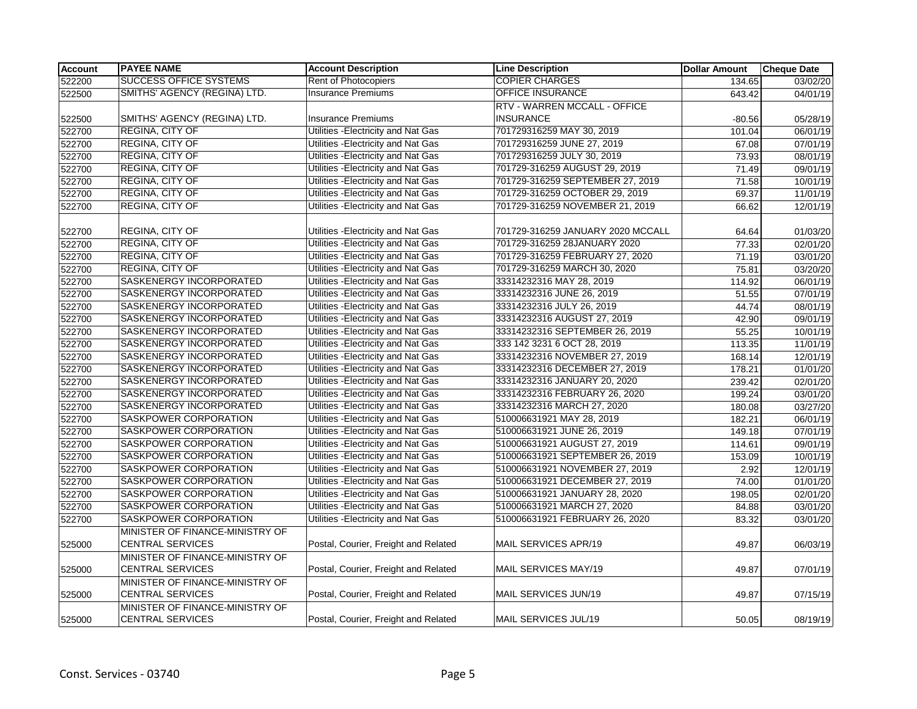| Account | PAYEE NAME | Account Description | Line Description | Dollar Amount | Cheque Date |
|---|---|---|---|---|---|
| 522200 | SUCCESS OFFICE SYSTEMS | Rent of Photocopiers | COPIER CHARGES | 134.65 | 03/02/20 |
| 522500 | SMITHS' AGENCY (REGINA) LTD. | Insurance Premiums | OFFICE INSURANCE | 643.42 | 04/01/19 |
| 522500 | SMITHS' AGENCY (REGINA) LTD. | Insurance Premiums | RTV - WARREN MCCALL - OFFICE INSURANCE | -80.56 | 05/28/19 |
| 522700 | REGINA, CITY OF | Utilities -Electricity and Nat Gas | 701729316259 MAY 30, 2019 | 101.04 | 06/01/19 |
| 522700 | REGINA, CITY OF | Utilities -Electricity and Nat Gas | 701729316259 JUNE 27, 2019 | 67.08 | 07/01/19 |
| 522700 | REGINA, CITY OF | Utilities -Electricity and Nat Gas | 701729316259 JULY 30, 2019 | 73.93 | 08/01/19 |
| 522700 | REGINA, CITY OF | Utilities -Electricity and Nat Gas | 701729-316259 AUGUST 29, 2019 | 71.49 | 09/01/19 |
| 522700 | REGINA, CITY OF | Utilities -Electricity and Nat Gas | 701729-316259 SEPTEMBER 27, 2019 | 71.58 | 10/01/19 |
| 522700 | REGINA, CITY OF | Utilities -Electricity and Nat Gas | 701729-316259 OCTOBER 29, 2019 | 69.37 | 11/01/19 |
| 522700 | REGINA, CITY OF | Utilities -Electricity and Nat Gas | 701729-316259 NOVEMBER 21, 2019 | 66.62 | 12/01/19 |
| 522700 | REGINA, CITY OF | Utilities -Electricity and Nat Gas | 701729-316259 JANUARY 2020 MCCALL | 64.64 | 01/03/20 |
| 522700 | REGINA, CITY OF | Utilities -Electricity and Nat Gas | 701729-316259 28JANUARY 2020 | 77.33 | 02/01/20 |
| 522700 | REGINA, CITY OF | Utilities -Electricity and Nat Gas | 701729-316259 FEBRUARY 27, 2020 | 71.19 | 03/01/20 |
| 522700 | REGINA, CITY OF | Utilities -Electricity and Nat Gas | 701729-316259 MARCH 30, 2020 | 75.81 | 03/20/20 |
| 522700 | SASKENERGY INCORPORATED | Utilities -Electricity and Nat Gas | 33314232316 MAY 28, 2019 | 114.92 | 06/01/19 |
| 522700 | SASKENERGY INCORPORATED | Utilities -Electricity and Nat Gas | 33314232316 JUNE 26, 2019 | 51.55 | 07/01/19 |
| 522700 | SASKENERGY INCORPORATED | Utilities -Electricity and Nat Gas | 33314232316 JULY 26, 2019 | 44.74 | 08/01/19 |
| 522700 | SASKENERGY INCORPORATED | Utilities -Electricity and Nat Gas | 33314232316 AUGUST 27, 2019 | 42.90 | 09/01/19 |
| 522700 | SASKENERGY INCORPORATED | Utilities -Electricity and Nat Gas | 33314232316 SEPTEMBER 26, 2019 | 55.25 | 10/01/19 |
| 522700 | SASKENERGY INCORPORATED | Utilities -Electricity and Nat Gas | 333 142 3231 6 OCT 28, 2019 | 113.35 | 11/01/19 |
| 522700 | SASKENERGY INCORPORATED | Utilities -Electricity and Nat Gas | 33314232316 NOVEMBER 27, 2019 | 168.14 | 12/01/19 |
| 522700 | SASKENERGY INCORPORATED | Utilities -Electricity and Nat Gas | 33314232316 DECEMBER 27, 2019 | 178.21 | 01/01/20 |
| 522700 | SASKENERGY INCORPORATED | Utilities -Electricity and Nat Gas | 33314232316 JANUARY 20, 2020 | 239.42 | 02/01/20 |
| 522700 | SASKENERGY INCORPORATED | Utilities -Electricity and Nat Gas | 33314232316 FEBRUARY 26, 2020 | 199.24 | 03/01/20 |
| 522700 | SASKENERGY INCORPORATED | Utilities -Electricity and Nat Gas | 33314232316 MARCH 27, 2020 | 180.08 | 03/27/20 |
| 522700 | SASKPOWER CORPORATION | Utilities -Electricity and Nat Gas | 510006631921 MAY 28, 2019 | 182.21 | 06/01/19 |
| 522700 | SASKPOWER CORPORATION | Utilities -Electricity and Nat Gas | 510006631921 JUNE 26, 2019 | 149.18 | 07/01/19 |
| 522700 | SASKPOWER CORPORATION | Utilities -Electricity and Nat Gas | 510006631921 AUGUST 27, 2019 | 114.61 | 09/01/19 |
| 522700 | SASKPOWER CORPORATION | Utilities -Electricity and Nat Gas | 510006631921 SEPTEMBER 26, 2019 | 153.09 | 10/01/19 |
| 522700 | SASKPOWER CORPORATION | Utilities -Electricity and Nat Gas | 510006631921 NOVEMBER 27, 2019 | 2.92 | 12/01/19 |
| 522700 | SASKPOWER CORPORATION | Utilities -Electricity and Nat Gas | 510006631921 DECEMBER 27, 2019 | 74.00 | 01/01/20 |
| 522700 | SASKPOWER CORPORATION | Utilities -Electricity and Nat Gas | 510006631921 JANUARY 28, 2020 | 198.05 | 02/01/20 |
| 522700 | SASKPOWER CORPORATION | Utilities -Electricity and Nat Gas | 510006631921 MARCH 27, 2020 | 84.88 | 03/01/20 |
| 522700 | SASKPOWER CORPORATION | Utilities -Electricity and Nat Gas | 510006631921 FEBRUARY 26, 2020 | 83.32 | 03/01/20 |
| 525000 | MINISTER OF FINANCE-MINISTRY OF CENTRAL SERVICES | Postal, Courier, Freight and Related | MAIL SERVICES APR/19 | 49.87 | 06/03/19 |
| 525000 | MINISTER OF FINANCE-MINISTRY OF CENTRAL SERVICES | Postal, Courier, Freight and Related | MAIL SERVICES MAY/19 | 49.87 | 07/01/19 |
| 525000 | MINISTER OF FINANCE-MINISTRY OF CENTRAL SERVICES | Postal, Courier, Freight and Related | MAIL SERVICES JUN/19 | 49.87 | 07/15/19 |
| 525000 | MINISTER OF FINANCE-MINISTRY OF CENTRAL SERVICES | Postal, Courier, Freight and Related | MAIL SERVICES JUL/19 | 50.05 | 08/19/19 |

Const. Services - 03740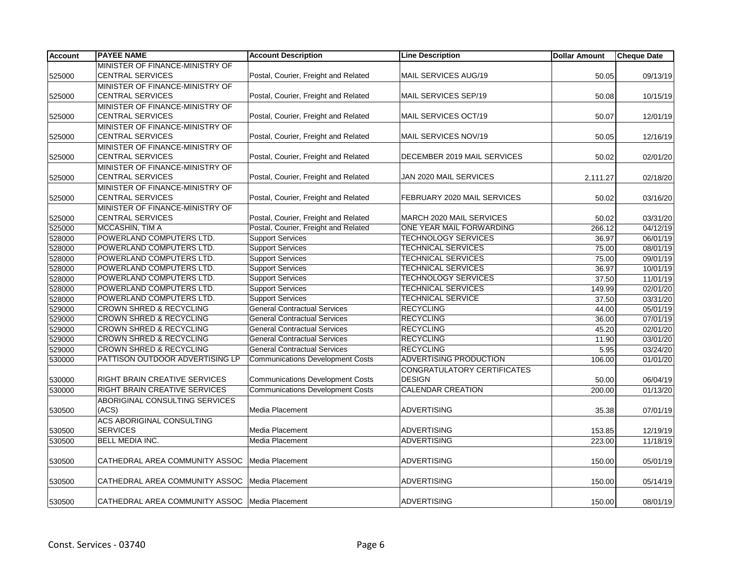| Account | PAYEE NAME | Account Description | Line Description | Dollar Amount | Cheque Date |
|---|---|---|---|---|---|
| 525000 | MINISTER OF FINANCE-MINISTRY OF CENTRAL SERVICES | Postal, Courier, Freight and Related | MAIL SERVICES AUG/19 | 50.05 | 09/13/19 |
| 525000 | MINISTER OF FINANCE-MINISTRY OF CENTRAL SERVICES | Postal, Courier, Freight and Related | MAIL SERVICES SEP/19 | 50.08 | 10/15/19 |
| 525000 | MINISTER OF FINANCE-MINISTRY OF CENTRAL SERVICES | Postal, Courier, Freight and Related | MAIL SERVICES OCT/19 | 50.07 | 12/01/19 |
| 525000 | MINISTER OF FINANCE-MINISTRY OF CENTRAL SERVICES | Postal, Courier, Freight and Related | MAIL SERVICES NOV/19 | 50.05 | 12/16/19 |
| 525000 | MINISTER OF FINANCE-MINISTRY OF CENTRAL SERVICES | Postal, Courier, Freight and Related | DECEMBER 2019 MAIL SERVICES | 50.02 | 02/01/20 |
| 525000 | MINISTER OF FINANCE-MINISTRY OF CENTRAL SERVICES | Postal, Courier, Freight and Related | JAN 2020 MAIL SERVICES | 2,111.27 | 02/18/20 |
| 525000 | MINISTER OF FINANCE-MINISTRY OF CENTRAL SERVICES | Postal, Courier, Freight and Related | FEBRUARY 2020 MAIL SERVICES | 50.02 | 03/16/20 |
| 525000 | MINISTER OF FINANCE-MINISTRY OF CENTRAL SERVICES | Postal, Courier, Freight and Related | MARCH 2020 MAIL SERVICES | 50.02 | 03/31/20 |
| 525000 | MCCASHIN, TIM A | Postal, Courier, Freight and Related | ONE YEAR MAIL FORWARDING | 266.12 | 04/12/19 |
| 528000 | POWERLAND COMPUTERS LTD. | Support Services | TECHNOLOGY SERVICES | 36.97 | 06/01/19 |
| 528000 | POWERLAND COMPUTERS LTD. | Support Services | TECHNICAL SERVICES | 75.00 | 08/01/19 |
| 528000 | POWERLAND COMPUTERS LTD. | Support Services | TECHNICAL SERVICES | 75.00 | 09/01/19 |
| 528000 | POWERLAND COMPUTERS LTD. | Support Services | TECHNICAL SERVICES | 36.97 | 10/01/19 |
| 528000 | POWERLAND COMPUTERS LTD. | Support Services | TECHNOLOGY SERVICES | 37.50 | 11/01/19 |
| 528000 | POWERLAND COMPUTERS LTD. | Support Services | TECHNICAL SERVICES | 149.99 | 02/01/20 |
| 528000 | POWERLAND COMPUTERS LTD. | Support Services | TECHNICAL SERVICE | 37.50 | 03/31/20 |
| 529000 | CROWN SHRED & RECYCLING | General Contractual Services | RECYCLING | 44.00 | 05/01/19 |
| 529000 | CROWN SHRED & RECYCLING | General Contractual Services | RECYCLING | 36.00 | 07/01/19 |
| 529000 | CROWN SHRED & RECYCLING | General Contractual Services | RECYCLING | 45.20 | 02/01/20 |
| 529000 | CROWN SHRED & RECYCLING | General Contractual Services | RECYCLING | 11.90 | 03/01/20 |
| 529000 | CROWN SHRED & RECYCLING | General Contractual Services | RECYCLING | 5.95 | 03/24/20 |
| 530000 | PATTISON OUTDOOR ADVERTISING LP | Communications Development Costs | ADVERTISING PRODUCTION | 106.00 | 01/01/20 |
| 530000 | RIGHT BRAIN CREATIVE SERVICES | Communications Development Costs | CONGRATULATORY CERTIFICATES DESIGN | 50.00 | 06/04/19 |
| 530000 | RIGHT BRAIN CREATIVE SERVICES | Communications Development Costs | CALENDAR CREATION | 200.00 | 01/13/20 |
| 530500 | ABORIGINAL CONSULTING SERVICES (ACS) | Media Placement | ADVERTISING | 35.38 | 07/01/19 |
| 530500 | ACS ABORIGINAL CONSULTING SERVICES | Media Placement | ADVERTISING | 153.85 | 12/19/19 |
| 530500 | BELL MEDIA INC. | Media Placement | ADVERTISING | 223.00 | 11/18/19 |
| 530500 | CATHEDRAL AREA COMMUNITY ASSOC | Media Placement | ADVERTISING | 150.00 | 05/01/19 |
| 530500 | CATHEDRAL AREA COMMUNITY ASSOC | Media Placement | ADVERTISING | 150.00 | 05/14/19 |
| 530500 | CATHEDRAL AREA COMMUNITY ASSOC | Media Placement | ADVERTISING | 150.00 | 08/01/19 |

Const. Services - 03740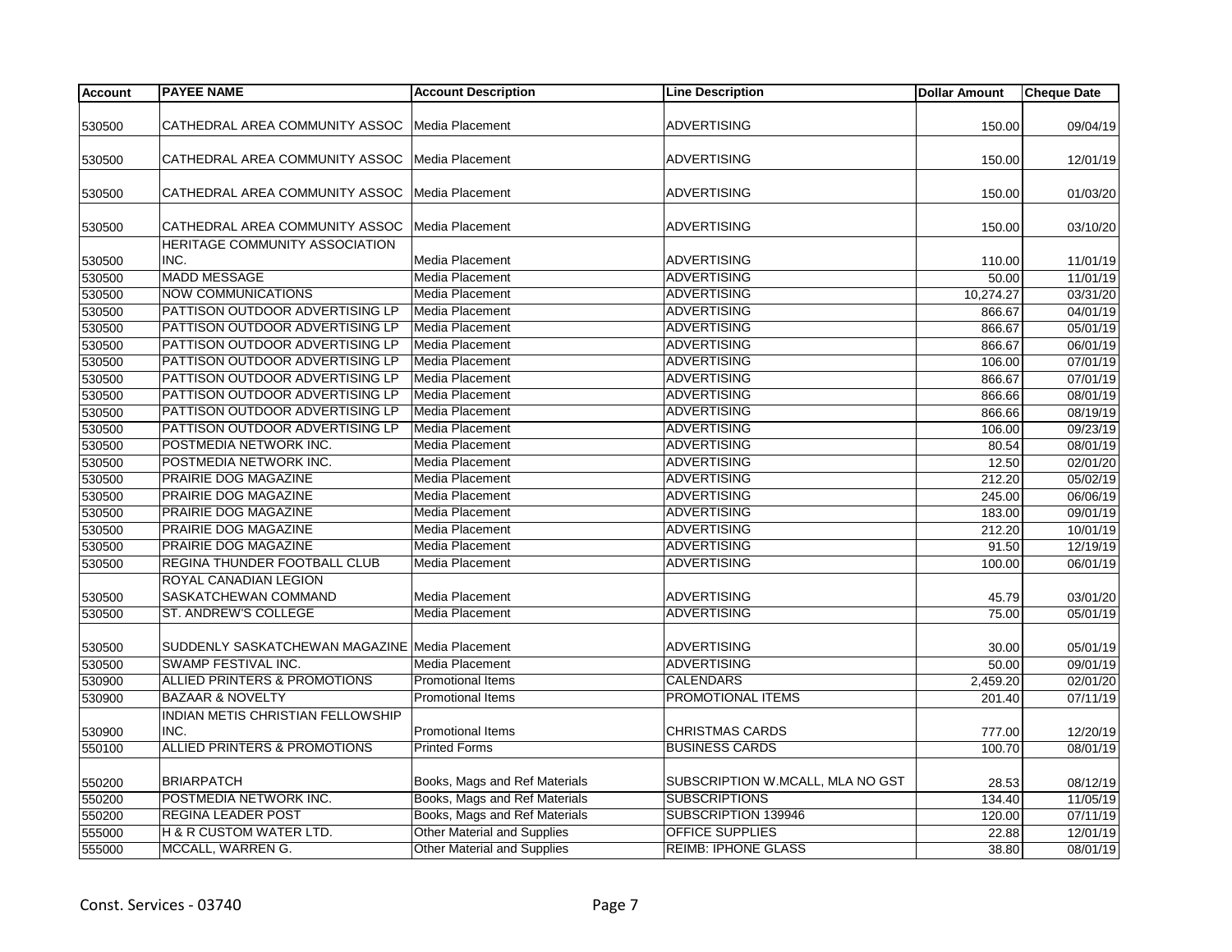| Account | PAYEE NAME | Account Description | Line Description | Dollar Amount | Cheque Date |
|---|---|---|---|---|---|
| 530500 | CATHEDRAL AREA COMMUNITY ASSOC | Media Placement | ADVERTISING | 150.00 | 09/04/19 |
| 530500 | CATHEDRAL AREA COMMUNITY ASSOC | Media Placement | ADVERTISING | 150.00 | 12/01/19 |
| 530500 | CATHEDRAL AREA COMMUNITY ASSOC | Media Placement | ADVERTISING | 150.00 | 01/03/20 |
| 530500 | CATHEDRAL AREA COMMUNITY ASSOC | Media Placement | ADVERTISING | 150.00 | 03/10/20 |
| 530500 | HERITAGE COMMUNITY ASSOCIATION INC. | Media Placement | ADVERTISING | 110.00 | 11/01/19 |
| 530500 | MADD MESSAGE | Media Placement | ADVERTISING | 50.00 | 11/01/19 |
| 530500 | NOW COMMUNICATIONS | Media Placement | ADVERTISING | 10,274.27 | 03/31/20 |
| 530500 | PATTISON OUTDOOR ADVERTISING LP | Media Placement | ADVERTISING | 866.67 | 04/01/19 |
| 530500 | PATTISON OUTDOOR ADVERTISING LP | Media Placement | ADVERTISING | 866.67 | 05/01/19 |
| 530500 | PATTISON OUTDOOR ADVERTISING LP | Media Placement | ADVERTISING | 866.67 | 06/01/19 |
| 530500 | PATTISON OUTDOOR ADVERTISING LP | Media Placement | ADVERTISING | 106.00 | 07/01/19 |
| 530500 | PATTISON OUTDOOR ADVERTISING LP | Media Placement | ADVERTISING | 866.67 | 07/01/19 |
| 530500 | PATTISON OUTDOOR ADVERTISING LP | Media Placement | ADVERTISING | 866.66 | 08/01/19 |
| 530500 | PATTISON OUTDOOR ADVERTISING LP | Media Placement | ADVERTISING | 866.66 | 08/19/19 |
| 530500 | PATTISON OUTDOOR ADVERTISING LP | Media Placement | ADVERTISING | 106.00 | 09/23/19 |
| 530500 | POSTMEDIA NETWORK INC. | Media Placement | ADVERTISING | 80.54 | 08/01/19 |
| 530500 | POSTMEDIA NETWORK INC. | Media Placement | ADVERTISING | 12.50 | 02/01/20 |
| 530500 | PRAIRIE DOG MAGAZINE | Media Placement | ADVERTISING | 212.20 | 05/02/19 |
| 530500 | PRAIRIE DOG MAGAZINE | Media Placement | ADVERTISING | 245.00 | 06/06/19 |
| 530500 | PRAIRIE DOG MAGAZINE | Media Placement | ADVERTISING | 183.00 | 09/01/19 |
| 530500 | PRAIRIE DOG MAGAZINE | Media Placement | ADVERTISING | 212.20 | 10/01/19 |
| 530500 | PRAIRIE DOG MAGAZINE | Media Placement | ADVERTISING | 91.50 | 12/19/19 |
| 530500 | REGINA THUNDER FOOTBALL CLUB | Media Placement | ADVERTISING | 100.00 | 06/01/19 |
| 530500 | ROYAL CANADIAN LEGION SASKATCHEWAN COMMAND | Media Placement | ADVERTISING | 45.79 | 03/01/20 |
| 530500 | ST. ANDREW'S COLLEGE | Media Placement | ADVERTISING | 75.00 | 05/01/19 |
| 530500 | SUDDENLY SASKATCHEWAN MAGAZINE | Media Placement | ADVERTISING | 30.00 | 05/01/19 |
| 530500 | SWAMP FESTIVAL INC. | Media Placement | ADVERTISING | 50.00 | 09/01/19 |
| 530900 | ALLIED PRINTERS & PROMOTIONS | Promotional Items | CALENDARS | 2,459.20 | 02/01/20 |
| 530900 | BAZAAR & NOVELTY | Promotional Items | PROMOTIONAL ITEMS | 201.40 | 07/11/19 |
| 530900 | INDIAN METIS CHRISTIAN FELLOWSHIP INC. | Promotional Items | CHRISTMAS CARDS | 777.00 | 12/20/19 |
| 550100 | ALLIED PRINTERS & PROMOTIONS | Printed Forms | BUSINESS CARDS | 100.70 | 08/01/19 |
| 550200 | BRIARPATCH | Books, Mags and Ref Materials | SUBSCRIPTION W.MCALL, MLA NO GST | 28.53 | 08/12/19 |
| 550200 | POSTMEDIA NETWORK INC. | Books, Mags and Ref Materials | SUBSCRIPTIONS | 134.40 | 11/05/19 |
| 550200 | REGINA LEADER POST | Books, Mags and Ref Materials | SUBSCRIPTION 139946 | 120.00 | 07/11/19 |
| 555000 | H & R CUSTOM WATER LTD. | Other Material and Supplies | OFFICE SUPPLIES | 22.88 | 12/01/19 |
| 555000 | MCCALL, WARREN G. | Other Material and Supplies | REIMB: IPHONE GLASS | 38.80 | 08/01/19 |

Const. Services - 03740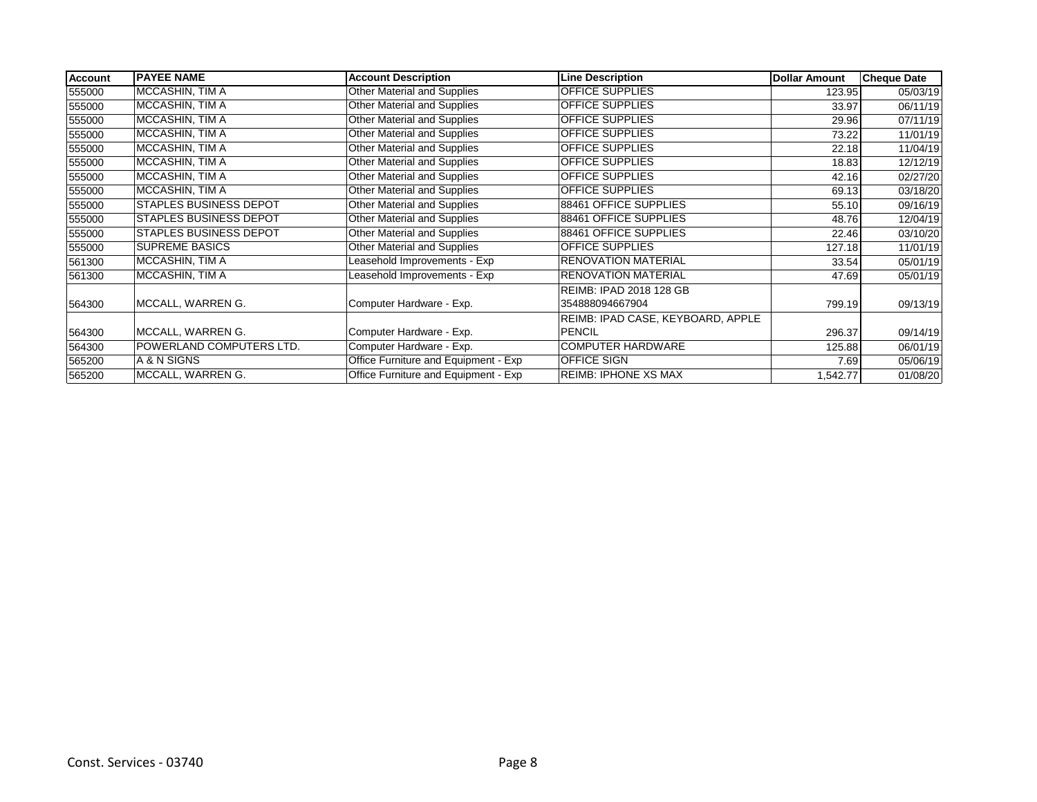| Account | PAYEE NAME | Account Description | Line Description | Dollar Amount | Cheque Date |
|---|---|---|---|---|---|
| 555000 | MCCASHIN, TIM A | Other Material and Supplies | OFFICE SUPPLIES | 123.95 | 05/03/19 |
| 555000 | MCCASHIN, TIM A | Other Material and Supplies | OFFICE SUPPLIES | 33.97 | 06/11/19 |
| 555000 | MCCASHIN, TIM A | Other Material and Supplies | OFFICE SUPPLIES | 29.96 | 07/11/19 |
| 555000 | MCCASHIN, TIM A | Other Material and Supplies | OFFICE SUPPLIES | 73.22 | 11/01/19 |
| 555000 | MCCASHIN, TIM A | Other Material and Supplies | OFFICE SUPPLIES | 22.18 | 11/04/19 |
| 555000 | MCCASHIN, TIM A | Other Material and Supplies | OFFICE SUPPLIES | 18.83 | 12/12/19 |
| 555000 | MCCASHIN, TIM A | Other Material and Supplies | OFFICE SUPPLIES | 42.16 | 02/27/20 |
| 555000 | MCCASHIN, TIM A | Other Material and Supplies | OFFICE SUPPLIES | 69.13 | 03/18/20 |
| 555000 | STAPLES BUSINESS DEPOT | Other Material and Supplies | 88461 OFFICE SUPPLIES | 55.10 | 09/16/19 |
| 555000 | STAPLES BUSINESS DEPOT | Other Material and Supplies | 88461 OFFICE SUPPLIES | 48.76 | 12/04/19 |
| 555000 | STAPLES BUSINESS DEPOT | Other Material and Supplies | 88461 OFFICE SUPPLIES | 22.46 | 03/10/20 |
| 555000 | SUPREME BASICS | Other Material and Supplies | OFFICE SUPPLIES | 127.18 | 11/01/19 |
| 561300 | MCCASHIN, TIM A | Leasehold Improvements - Exp | RENOVATION MATERIAL | 33.54 | 05/01/19 |
| 561300 | MCCASHIN, TIM A | Leasehold Improvements - Exp | RENOVATION MATERIAL | 47.69 | 05/01/19 |
| 564300 | MCCALL, WARREN G. | Computer Hardware - Exp. | REIMB: IPAD 2018 128 GB 354888094667904 | 799.19 | 09/13/19 |
| 564300 | MCCALL, WARREN G. | Computer Hardware - Exp. | REIMB: IPAD CASE, KEYBOARD, APPLE PENCIL | 296.37 | 09/14/19 |
| 564300 | POWERLAND COMPUTERS LTD. | Computer Hardware - Exp. | COMPUTER HARDWARE | 125.88 | 06/01/19 |
| 565200 | A & N SIGNS | Office Furniture and Equipment - Exp | OFFICE SIGN | 7.69 | 05/06/19 |
| 565200 | MCCALL, WARREN G. | Office Furniture and Equipment - Exp | REIMB: IPHONE XS MAX | 1,542.77 | 01/08/20 |

Const. Services - 03740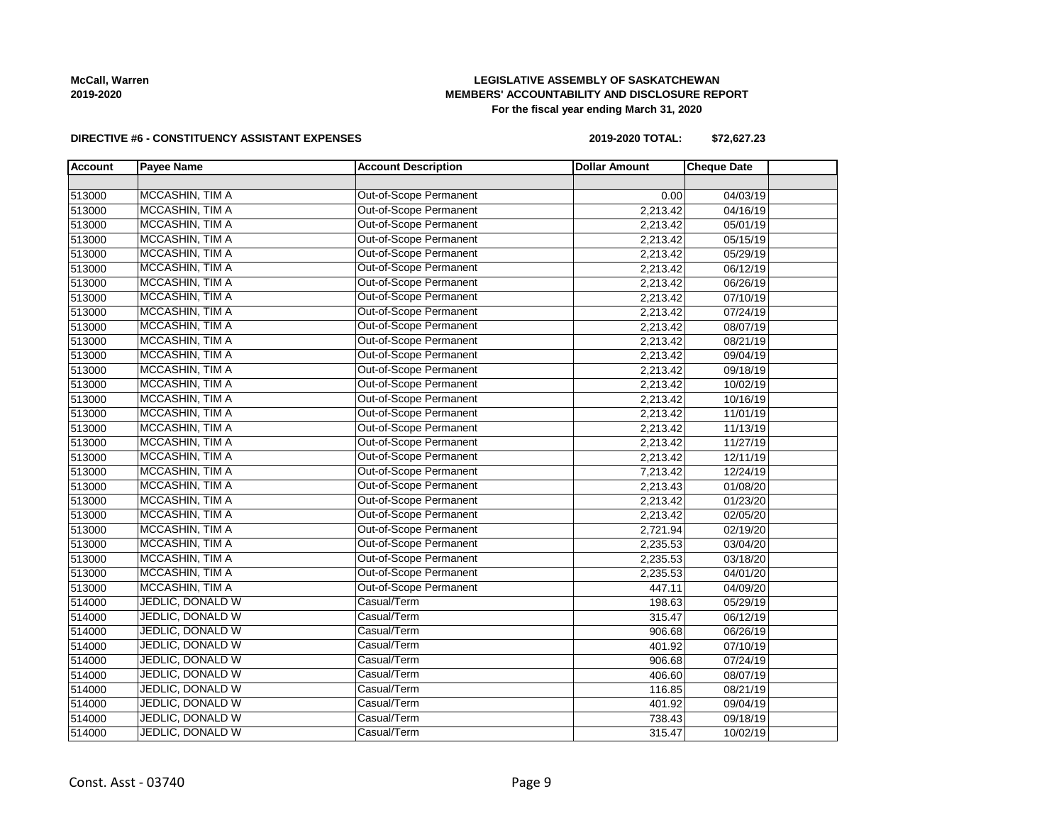**LEGISLATIVE ASSEMBLY OF SASKATCHEWAN**
**MEMBERS' ACCOUNTABILITY AND DISCLOSURE REPORT**
**For the fiscal year ending March 31, 2020**

**McCall, Warren**
**2019-2020**

**DIRECTIVE #6 - CONSTITUENCY ASSISTANT EXPENSES**

**2019-2020 TOTAL: $72,627.23**

| Account | Payee Name | Account Description | Dollar Amount | Cheque Date | |
|---|---|---|---|---|---|
| | | | | | |
| 513000 | MCCASHIN, TIM A | Out-of-Scope Permanent | 0.00 | 04/03/19 | |
| 513000 | MCCASHIN, TIM A | Out-of-Scope Permanent | 2,213.42 | 04/16/19 | |
| 513000 | MCCASHIN, TIM A | Out-of-Scope Permanent | 2,213.42 | 05/01/19 | |
| 513000 | MCCASHIN, TIM A | Out-of-Scope Permanent | 2,213.42 | 05/15/19 | |
| 513000 | MCCASHIN, TIM A | Out-of-Scope Permanent | 2,213.42 | 05/29/19 | |
| 513000 | MCCASHIN, TIM A | Out-of-Scope Permanent | 2,213.42 | 06/12/19 | |
| 513000 | MCCASHIN, TIM A | Out-of-Scope Permanent | 2,213.42 | 06/26/19 | |
| 513000 | MCCASHIN, TIM A | Out-of-Scope Permanent | 2,213.42 | 07/10/19 | |
| 513000 | MCCASHIN, TIM A | Out-of-Scope Permanent | 2,213.42 | 07/24/19 | |
| 513000 | MCCASHIN, TIM A | Out-of-Scope Permanent | 2,213.42 | 08/07/19 | |
| 513000 | MCCASHIN, TIM A | Out-of-Scope Permanent | 2,213.42 | 08/21/19 | |
| 513000 | MCCASHIN, TIM A | Out-of-Scope Permanent | 2,213.42 | 09/04/19 | |
| 513000 | MCCASHIN, TIM A | Out-of-Scope Permanent | 2,213.42 | 09/18/19 | |
| 513000 | MCCASHIN, TIM A | Out-of-Scope Permanent | 2,213.42 | 10/02/19 | |
| 513000 | MCCASHIN, TIM A | Out-of-Scope Permanent | 2,213.42 | 10/16/19 | |
| 513000 | MCCASHIN, TIM A | Out-of-Scope Permanent | 2,213.42 | 11/01/19 | |
| 513000 | MCCASHIN, TIM A | Out-of-Scope Permanent | 2,213.42 | 11/13/19 | |
| 513000 | MCCASHIN, TIM A | Out-of-Scope Permanent | 2,213.42 | 11/27/19 | |
| 513000 | MCCASHIN, TIM A | Out-of-Scope Permanent | 2,213.42 | 12/11/19 | |
| 513000 | MCCASHIN, TIM A | Out-of-Scope Permanent | 7,213.42 | 12/24/19 | |
| 513000 | MCCASHIN, TIM A | Out-of-Scope Permanent | 2,213.43 | 01/08/20 | |
| 513000 | MCCASHIN, TIM A | Out-of-Scope Permanent | 2,213.42 | 01/23/20 | |
| 513000 | MCCASHIN, TIM A | Out-of-Scope Permanent | 2,213.42 | 02/05/20 | |
| 513000 | MCCASHIN, TIM A | Out-of-Scope Permanent | 2,721.94 | 02/19/20 | |
| 513000 | MCCASHIN, TIM A | Out-of-Scope Permanent | 2,235.53 | 03/04/20 | |
| 513000 | MCCASHIN, TIM A | Out-of-Scope Permanent | 2,235.53 | 03/18/20 | |
| 513000 | MCCASHIN, TIM A | Out-of-Scope Permanent | 2,235.53 | 04/01/20 | |
| 513000 | MCCASHIN, TIM A | Out-of-Scope Permanent | 447.11 | 04/09/20 | |
| 514000 | JEDLIC, DONALD W | Casual/Term | 198.63 | 05/29/19 | |
| 514000 | JEDLIC, DONALD W | Casual/Term | 315.47 | 06/12/19 | |
| 514000 | JEDLIC, DONALD W | Casual/Term | 906.68 | 06/26/19 | |
| 514000 | JEDLIC, DONALD W | Casual/Term | 401.92 | 07/10/19 | |
| 514000 | JEDLIC, DONALD W | Casual/Term | 906.68 | 07/24/19 | |
| 514000 | JEDLIC, DONALD W | Casual/Term | 406.60 | 08/07/19 | |
| 514000 | JEDLIC, DONALD W | Casual/Term | 116.85 | 08/21/19 | |
| 514000 | JEDLIC, DONALD W | Casual/Term | 401.92 | 09/04/19 | |
| 514000 | JEDLIC, DONALD W | Casual/Term | 738.43 | 09/18/19 | |
| 514000 | JEDLIC, DONALD W | Casual/Term | 315.47 | 10/02/19 | |

Const. Asst - 03740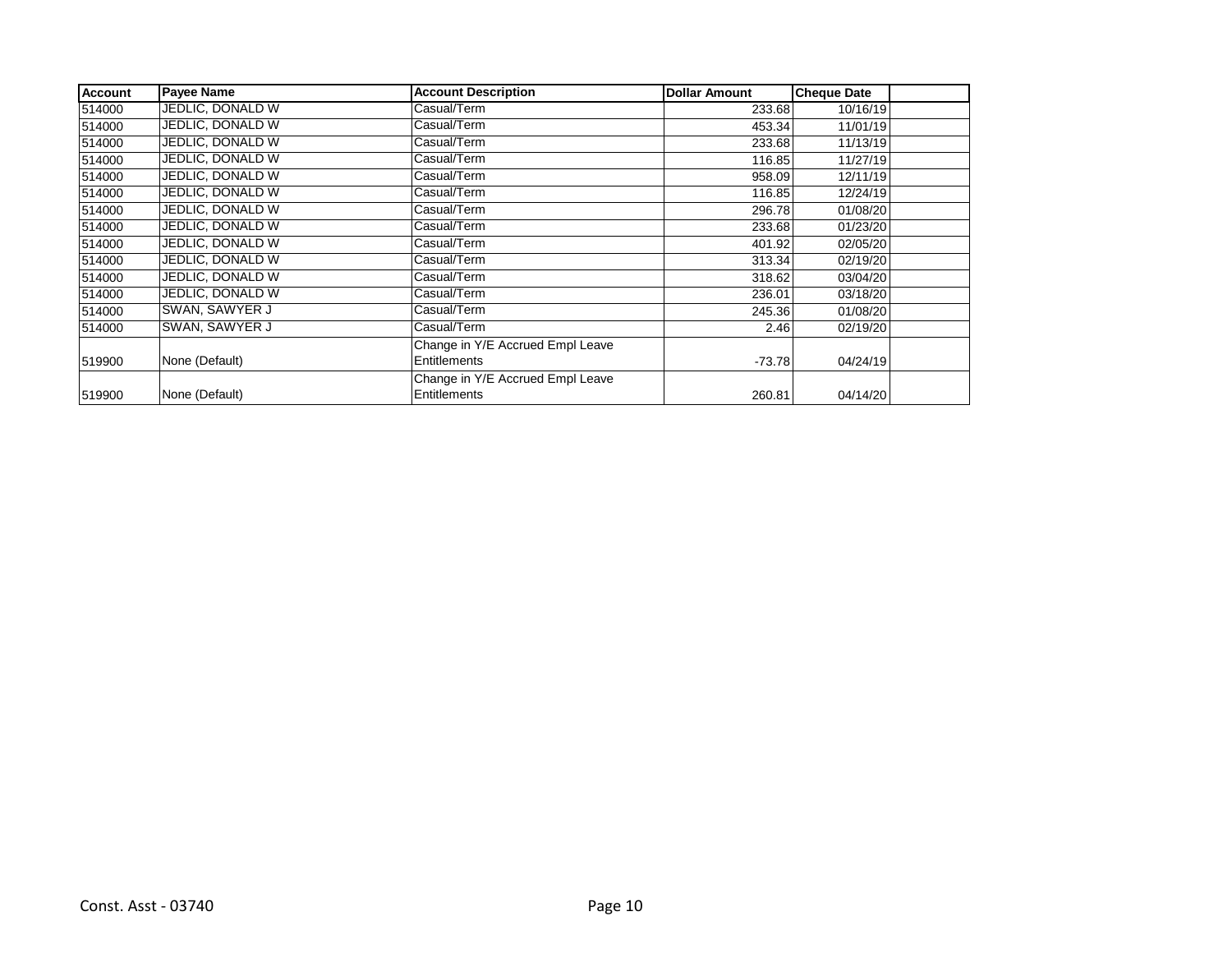| Account | Payee Name | Account Description | Dollar Amount | Cheque Date | |
|---|---|---|---|---|---|
| 514000 | JEDLIC, DONALD W | Casual/Term | 233.68 | 10/16/19 | |
| 514000 | JEDLIC, DONALD W | Casual/Term | 453.34 | 11/01/19 | |
| 514000 | JEDLIC, DONALD W | Casual/Term | 233.68 | 11/13/19 | |
| 514000 | JEDLIC, DONALD W | Casual/Term | 116.85 | 11/27/19 | |
| 514000 | JEDLIC, DONALD W | Casual/Term | 958.09 | 12/11/19 | |
| 514000 | JEDLIC, DONALD W | Casual/Term | 116.85 | 12/24/19 | |
| 514000 | JEDLIC, DONALD W | Casual/Term | 296.78 | 01/08/20 | |
| 514000 | JEDLIC, DONALD W | Casual/Term | 233.68 | 01/23/20 | |
| 514000 | JEDLIC, DONALD W | Casual/Term | 401.92 | 02/05/20 | |
| 514000 | JEDLIC, DONALD W | Casual/Term | 313.34 | 02/19/20 | |
| 514000 | JEDLIC, DONALD W | Casual/Term | 318.62 | 03/04/20 | |
| 514000 | JEDLIC, DONALD W | Casual/Term | 236.01 | 03/18/20 | |
| 514000 | SWAN, SAWYER J | Casual/Term | 245.36 | 01/08/20 | |
| 514000 | SWAN, SAWYER J | Casual/Term | 2.46 | 02/19/20 | |
| 519900 | None (Default) | Change in Y/E Accrued Empl Leave Entitlements | -73.78 | 04/24/19 | |
| 519900 | None (Default) | Change in Y/E Accrued Empl Leave Entitlements | 260.81 | 04/14/20 | |

Const. Asst - 03740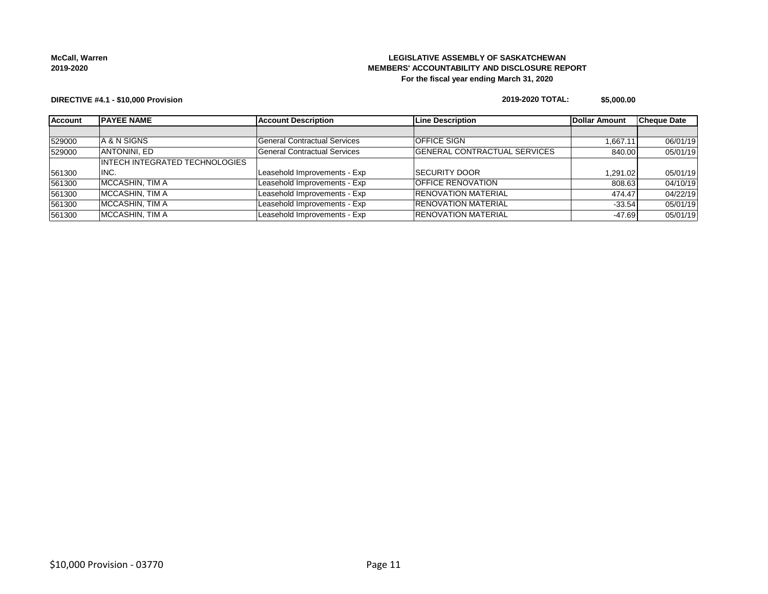**McCall, Warren**
**2019-2020**

**LEGISLATIVE ASSEMBLY OF SASKATCHEWAN**
**MEMBERS' ACCOUNTABILITY AND DISCLOSURE REPORT**
**For the fiscal year ending March 31, 2020**

**DIRECTIVE #4.1 - $10,000 Provision**

**2019-2020 TOTAL: $5,000.00**

| Account | PAYEE NAME | Account Description | Line Description | Dollar Amount | Cheque Date |
|---|---|---|---|---|---|
| | | | | | |
| 529000 | A & N SIGNS | General Contractual Services | OFFICE SIGN | 1,667.11 | 06/01/19 |
| 529000 | ANTONINI, ED | General Contractual Services | GENERAL CONTRACTUAL SERVICES | 840.00 | 05/01/19 |
| 561300 | INTECH INTEGRATED TECHNOLOGIES INC. | Leasehold Improvements - Exp | SECURITY DOOR | 1,291.02 | 05/01/19 |
| 561300 | MCCASHIN, TIM A | Leasehold Improvements - Exp | OFFICE RENOVATION | 808.63 | 04/10/19 |
| 561300 | MCCASHIN, TIM A | Leasehold Improvements - Exp | RENOVATION MATERIAL | 474.47 | 04/22/19 |
| 561300 | MCCASHIN, TIM A | Leasehold Improvements - Exp | RENOVATION MATERIAL | -33.54 | 05/01/19 |
| 561300 | MCCASHIN, TIM A | Leasehold Improvements - Exp | RENOVATION MATERIAL | -47.69 | 05/01/19 |

$10,000 Provision - 03770